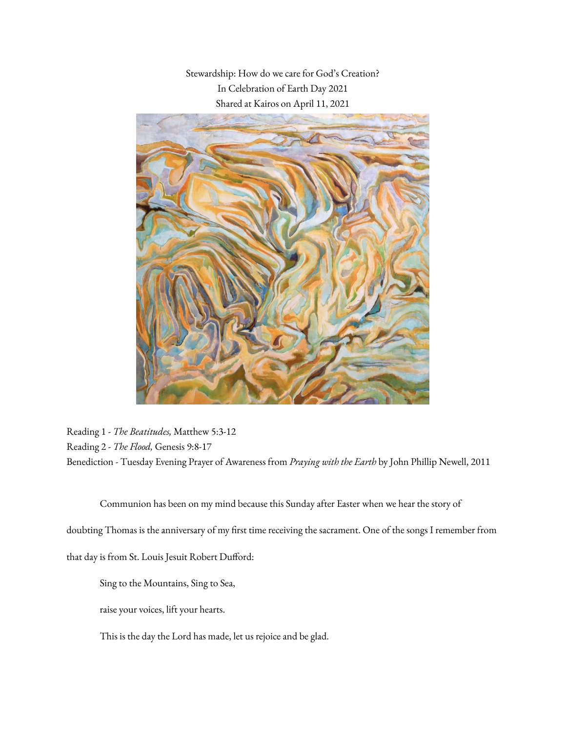Stewardship: How do we care for God's Creation?
In Celebration of Earth Day 2021
Shared at Kairos on April 11, 2021

Reading 1 - *The Beatitudes,* Matthew 5:3-12
Reading 2 - *The Flood,* Genesis 9:8-17
Benediction - Tuesday Evening Prayer of Awareness from *Praying with the Earth* by John Phillip Newell, 2011

Communion has been on my mind because this Sunday after Easter when we hear the story of doubting Thomas is the anniversary of my first time receiving the sacrament. One of the songs I remember from that day is from St. Louis Jesuit Robert Dufford:

> Sing to the Mountains, Sing to Sea,
>
> raise your voices, lift your hearts.
>
> This is the day the Lord has made, let us rejoice and be glad.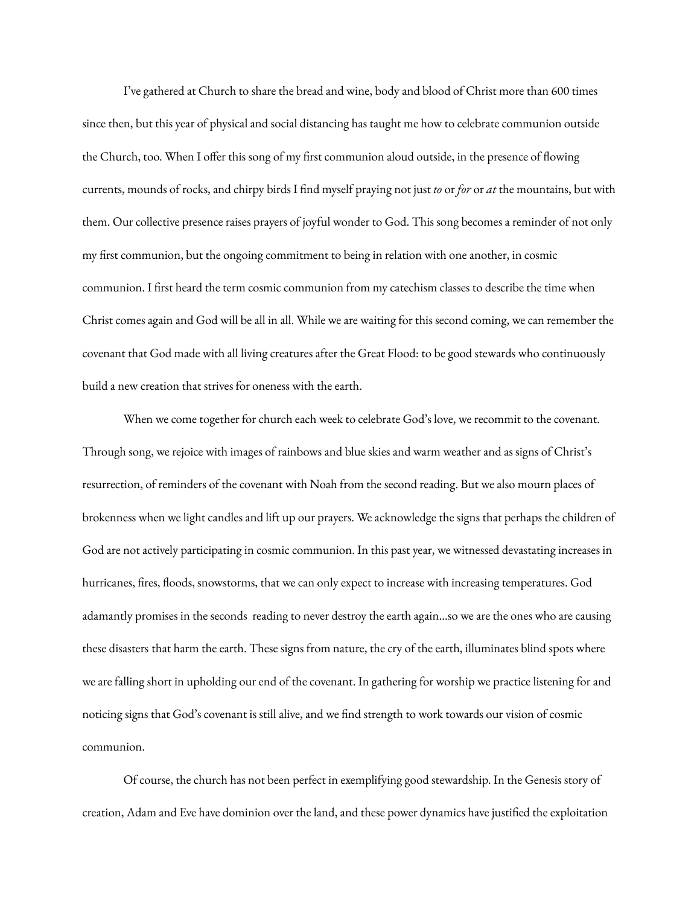I've gathered at Church to share the bread and wine, body and blood of Christ more than 600 times since then, but this year of physical and social distancing has taught me how to celebrate communion outside the Church, too. When I offer this song of my first communion aloud outside, in the presence of flowing currents, mounds of rocks, and chirpy birds I find myself praying not just *to* or *for* or *at* the mountains, but with them. Our collective presence raises prayers of joyful wonder to God. This song becomes a reminder of not only my first communion, but the ongoing commitment to being in relation with one another, in cosmic communion. I first heard the term cosmic communion from my catechism classes to describe the time when Christ comes again and God will be all in all. While we are waiting for this second coming, we can remember the covenant that God made with all living creatures after the Great Flood: to be good stewards who continuously build a new creation that strives for oneness with the earth.

When we come together for church each week to celebrate God's love, we recommit to the covenant. Through song, we rejoice with images of rainbows and blue skies and warm weather and as signs of Christ's resurrection, of reminders of the covenant with Noah from the second reading. But we also mourn places of brokenness when we light candles and lift up our prayers. We acknowledge the signs that perhaps the children of God are not actively participating in cosmic communion. In this past year, we witnessed devastating increases in hurricanes, fires, floods, snowstorms, that we can only expect to increase with increasing temperatures. God adamantly promises in the seconds reading to never destroy the earth again...so we are the ones who are causing these disasters that harm the earth. These signs from nature, the cry of the earth, illuminates blind spots where we are falling short in upholding our end of the covenant. In gathering for worship we practice listening for and noticing signs that God's covenant is still alive, and we find strength to work towards our vision of cosmic communion.

Of course, the church has not been perfect in exemplifying good stewardship. In the Genesis story of creation, Adam and Eve have dominion over the land, and these power dynamics have justified the exploitation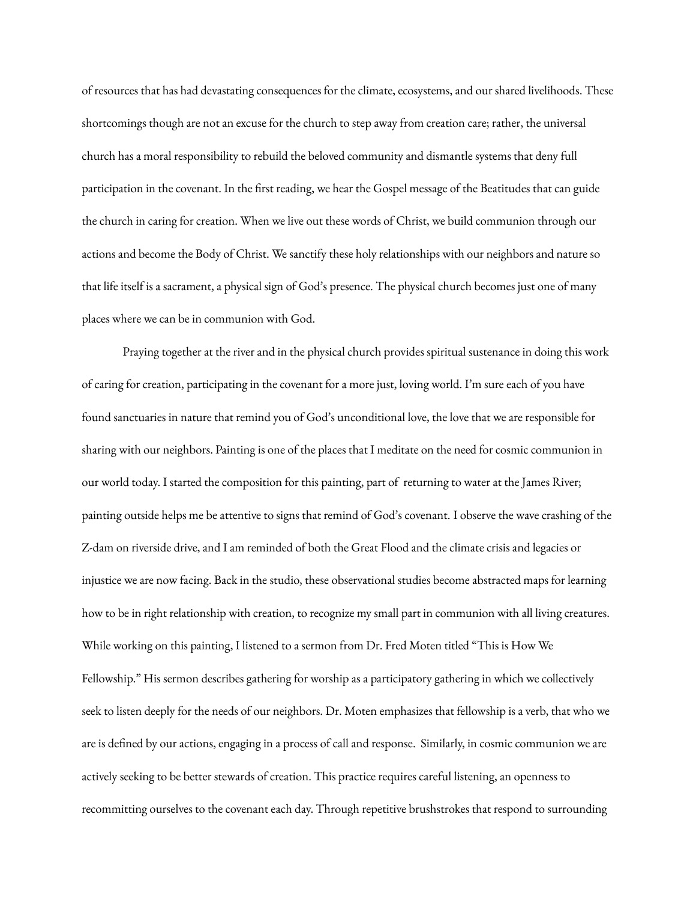of resources that has had devastating consequences for the climate, ecosystems, and our shared livelihoods. These shortcomings though are not an excuse for the church to step away from creation care; rather, the universal church has a moral responsibility to rebuild the beloved community and dismantle systems that deny full participation in the covenant. In the first reading, we hear the Gospel message of the Beatitudes that can guide the church in caring for creation. When we live out these words of Christ, we build communion through our actions and become the Body of Christ. We sanctify these holy relationships with our neighbors and nature so that life itself is a sacrament, a physical sign of God's presence. The physical church becomes just one of many places where we can be in communion with God.

Praying together at the river and in the physical church provides spiritual sustenance in doing this work of caring for creation, participating in the covenant for a more just, loving world. I'm sure each of you have found sanctuaries in nature that remind you of God's unconditional love, the love that we are responsible for sharing with our neighbors. Painting is one of the places that I meditate on the need for cosmic communion in our world today. I started the composition for this painting, part of returning to water at the James River; painting outside helps me be attentive to signs that remind of God's covenant. I observe the wave crashing of the Z-dam on riverside drive, and I am reminded of both the Great Flood and the climate crisis and legacies or injustice we are now facing. Back in the studio, these observational studies become abstracted maps for learning how to be in right relationship with creation, to recognize my small part in communion with all living creatures. While working on this painting, I listened to a sermon from Dr. Fred Moten titled "This is How We Fellowship." His sermon describes gathering for worship as a participatory gathering in which we collectively seek to listen deeply for the needs of our neighbors. Dr. Moten emphasizes that fellowship is a verb, that who we are is defined by our actions, engaging in a process of call and response. Similarly, in cosmic communion we are actively seeking to be better stewards of creation. This practice requires careful listening, an openness to recommitting ourselves to the covenant each day. Through repetitive brushstrokes that respond to surrounding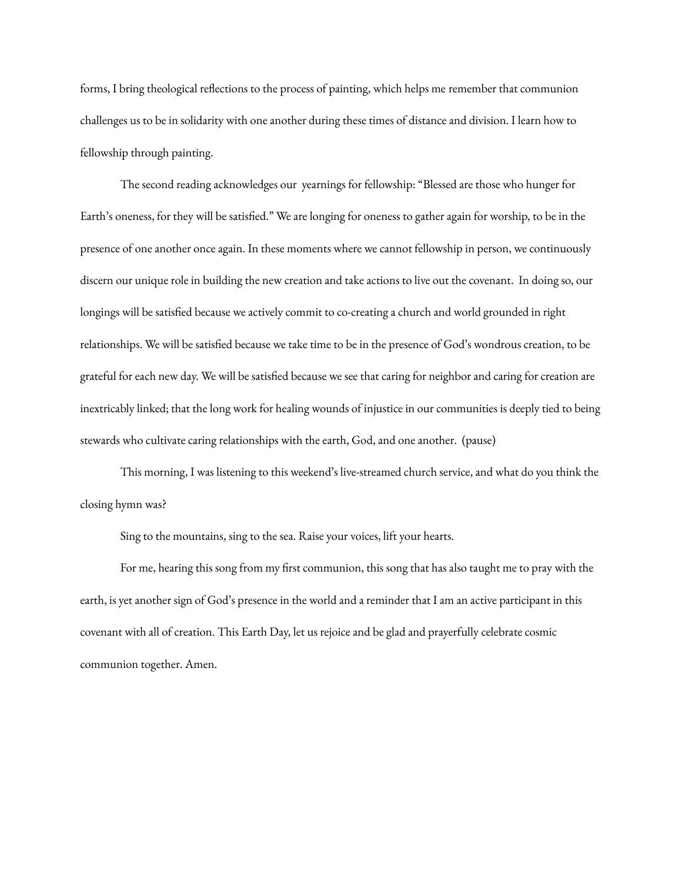forms, I bring theological reflections to the process of painting, which helps me remember that communion challenges us to be in solidarity with one another during these times of distance and division. I learn how to fellowship through painting.

The second reading acknowledges our yearnings for fellowship: "Blessed are those who hunger for Earth's oneness, for they will be satisfied." We are longing for oneness to gather again for worship, to be in the presence of one another once again. In these moments where we cannot fellowship in person, we continuously discern our unique role in building the new creation and take actions to live out the covenant. In doing so, our longings will be satisfied because we actively commit to co-creating a church and world grounded in right relationships. We will be satisfied because we take time to be in the presence of God's wondrous creation, to be grateful for each new day. We will be satisfied because we see that caring for neighbor and caring for creation are inextricably linked; that the long work for healing wounds of injustice in our communities is deeply tied to being stewards who cultivate caring relationships with the earth, God, and one another. (pause)

This morning, I was listening to this weekend's live-streamed church service, and what do you think the closing hymn was?

Sing to the mountains, sing to the sea. Raise your voices, lift your hearts.

For me, hearing this song from my first communion, this song that has also taught me to pray with the earth, is yet another sign of God's presence in the world and a reminder that I am an active participant in this covenant with all of creation. This Earth Day, let us rejoice and be glad and prayerfully celebrate cosmic communion together. Amen.